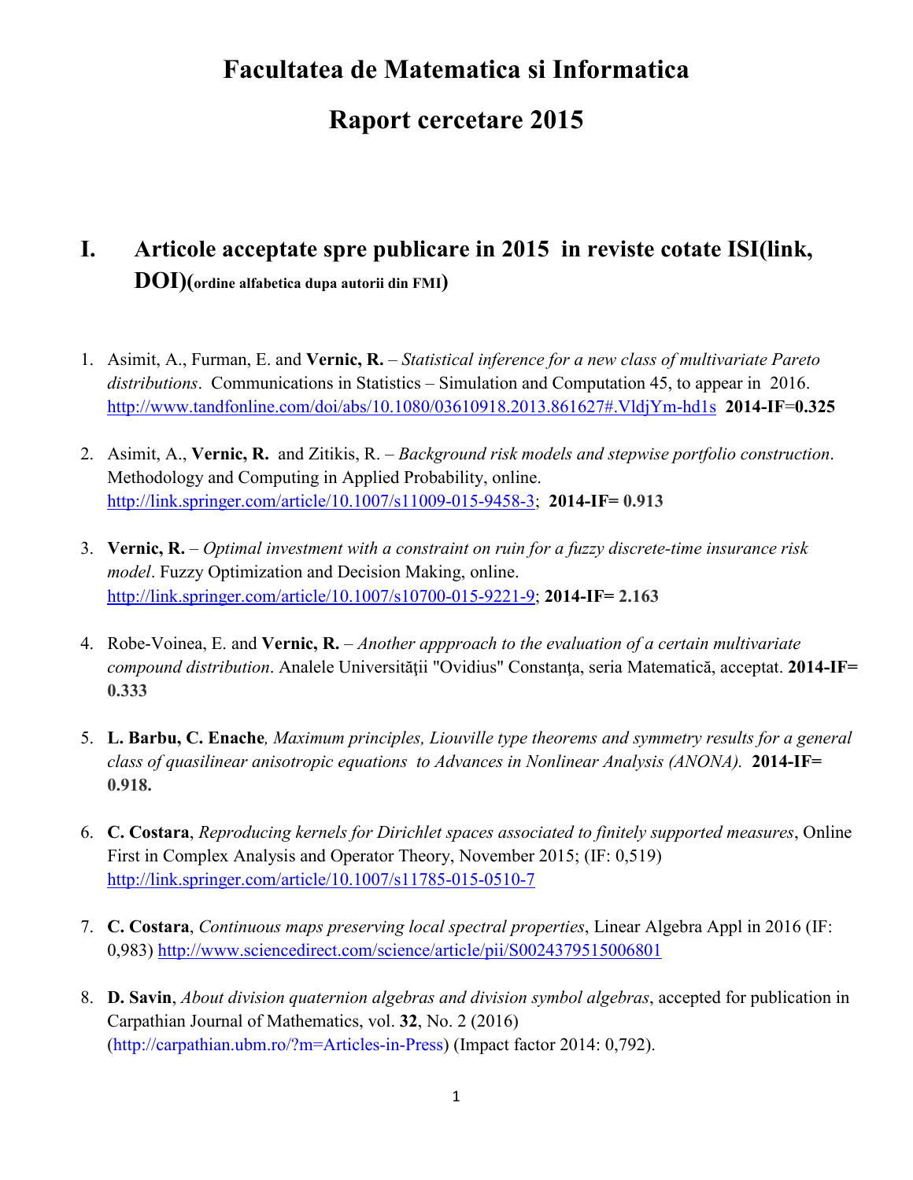# Facultatea de Matematica si Informatica

# Raport cercetare 2015

## I. Articole acceptate spre publicare in 2015 in reviste cotate ISI(link, DOI)(ordine alfabetica dupa autorii din FMI)

1. Asimit, A., Furman, E. and **Vernic, R.** – *Statistical inference for a new class of multivariate Pareto distributions*. Communications in Statistics – Simulation and Computation 45, to appear in 2016. http://www.tandfonline.com/doi/abs/10.1080/03610918.2013.861627#.VldjYm-hd1s **2014-IF=0.325**

2. Asimit, A., **Vernic, R.** and Zitikis, R. – *Background risk models and stepwise portfolio construction*. Methodology and Computing in Applied Probability, online. http://link.springer.com/article/10.1007/s11009-015-9458-3; **2014-IF= 0.913**

3. **Vernic, R.** – *Optimal investment with a constraint on ruin for a fuzzy discrete-time insurance risk model*. Fuzzy Optimization and Decision Making, online. http://link.springer.com/article/10.1007/s10700-015-9221-9; **2014-IF= 2.163**

4. Robe-Voinea, E. and **Vernic, R.** – *Another appproach to the evaluation of a certain multivariate compound distribution*. Analele Universităţii "Ovidius" Constanţa, seria Matematică, acceptat. **2014-IF= 0.333**

5. **L. Barbu, C. Enache***, Maximum principles, Liouville type theorems and symmetry results for a general class of quasilinear anisotropic equations to Advances in Nonlinear Analysis (ANONA).* **2014-IF= 0.918.**

6. **C. Costara**, *Reproducing kernels for Dirichlet spaces associated to finitely supported measures*, Online First in Complex Analysis and Operator Theory, November 2015; (IF: 0,519) http://link.springer.com/article/10.1007/s11785-015-0510-7

7. **C. Costara**, *Continuous maps preserving local spectral properties*, Linear Algebra Appl in 2016 (IF: 0,983) http://www.sciencedirect.com/science/article/pii/S0024379515006801

8. **D. Savin**, *About division quaternion algebras and division symbol algebras*, accepted for publication in Carpathian Journal of Mathematics, vol. **32**, No. 2 (2016) (http://carpathian.ubm.ro/?m=Articles-in-Press) (Impact factor 2014: 0,792).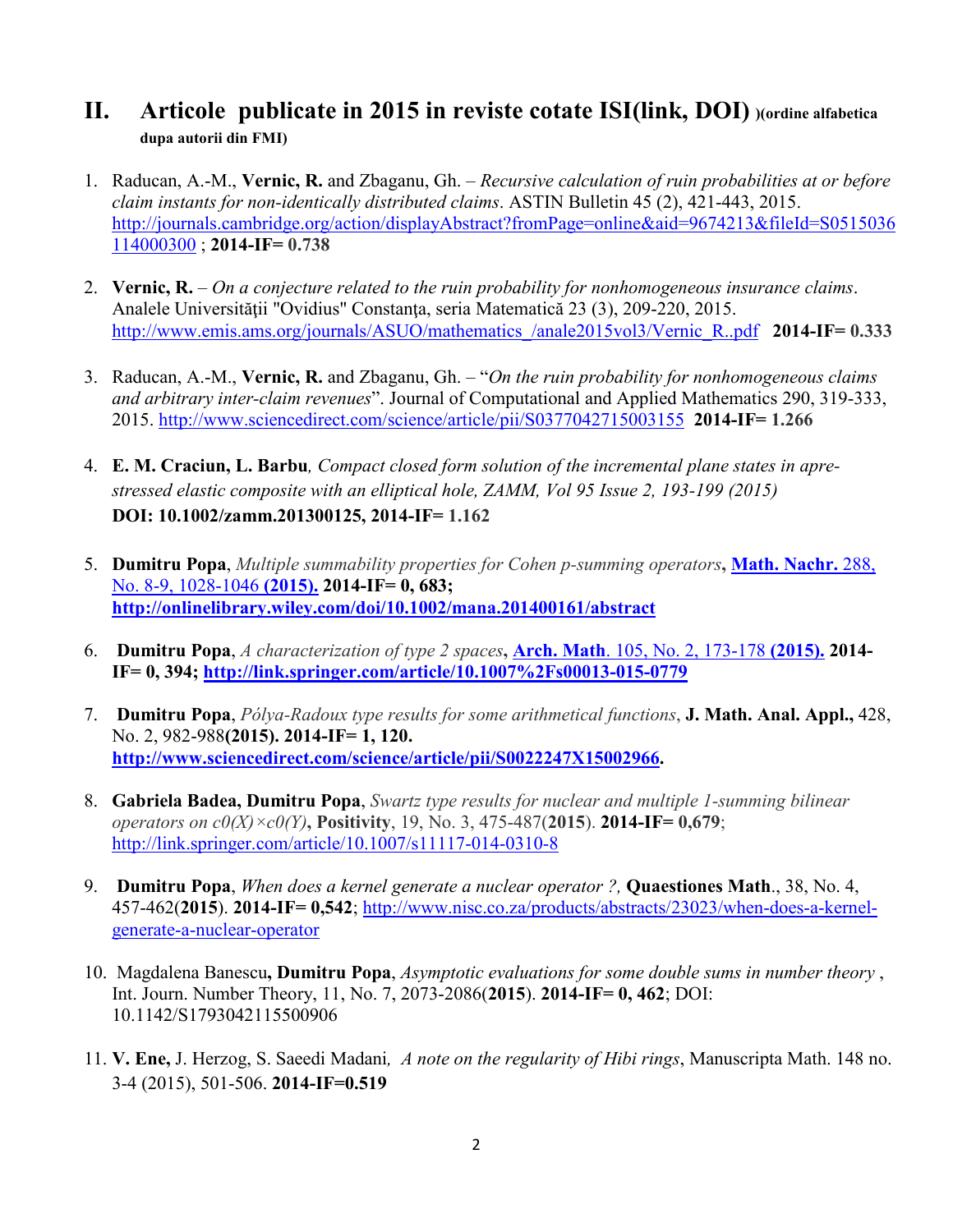## II. Articole publicate in 2015 in reviste cotate ISI(link, DOI) )(ordine alfabetica dupa autorii din FMI)

1. Raducan, A.-M., **Vernic, R.** and Zbaganu, Gh. – *Recursive calculation of ruin probabilities at or before claim instants for non-identically distributed claims*. ASTIN Bulletin 45 (2), 421-443, 2015. http://journals.cambridge.org/action/displayAbstract?fromPage=online&aid=9674213&fileId=S0515036114000300 ; **2014-IF= 0.738**

2. **Vernic, R.** – *On a conjecture related to the ruin probability for nonhomogeneous insurance claims*. Analele Universității "Ovidius" Constanța, seria Matematică 23 (3), 209-220, 2015. http://www.emis.ams.org/journals/ASUO/mathematics_/anale2015vol3/Vernic_R..pdf **2014-IF= 0.333**

3. Raducan, A.-M., **Vernic, R.** and Zbaganu, Gh. – "*On the ruin probability for nonhomogeneous claims and arbitrary inter-claim revenues*". Journal of Computational and Applied Mathematics 290, 319-333, 2015. http://www.sciencedirect.com/science/article/pii/S0377042715003155 **2014-IF= 1.266**

4. **E. M. Craciun, L. Barbu***, Compact closed form solution of the incremental plane states in a pre-stressed elastic composite with an elliptical hole, ZAMM, Vol 95 Issue 2, 193-199 (2015)*
   **DOI: 10.1002/zamm.201300125, 2014-IF= 1.162**

5. **Dumitru Popa**, *Multiple summability properties for Cohen p-summing operators*, **Math. Nachr.** 288, No. 8-9, 1028-1046 **(2015). 2014-IF= 0, 683;**
   **http://onlinelibrary.wiley.com/doi/10.1002/mana.201400161/abstract**

6. **Dumitru Popa**, *A characterization of type 2 spaces*, **Arch. Math**. 105, No. 2, 173-178 **(2015). 2014-IF= 0, 394; http://link.springer.com/article/10.1007%2Fs00013-015-0779**

7. **Dumitru Popa**, *Pólya-Radoux type results for some arithmetical functions*, **J. Math. Anal. Appl.,** 428, No. 2, 982-988**(2015). 2014-IF= 1, 120.**
   **http://www.sciencedirect.com/science/article/pii/S0022247X15002966.**

8. **Gabriela Badea, Dumitru Popa**, *Swartz type results for nuclear and multiple 1-summing bilinear operators on c0(X)×c0(Y)*, **Positivity**, 19, No. 3, 475-487(**2015**). **2014-IF= 0,679**; http://link.springer.com/article/10.1007/s11117-014-0310-8

9. **Dumitru Popa**, *When does a kernel generate a nuclear operator ?,* **Quaestiones Math**., 38, No. 4, 457-462(**2015**). **2014-IF= 0,542**; http://www.nisc.co.za/products/abstracts/23023/when-does-a-kernel-generate-a-nuclear-operator

10. Magdalena Banescu**, Dumitru Popa**, *Asymptotic evaluations for some double sums in number theory* , Int. Journ. Number Theory, 11, No. 7, 2073-2086(**2015**). **2014-IF= 0, 462**; DOI: 10.1142/S1793042115500906

11. **V. Ene,** J. Herzog, S. Saeedi Madani*, A note on the regularity of Hibi rings*, Manuscripta Math. 148 no. 3-4 (2015), 501-506. **2014-IF=0.519**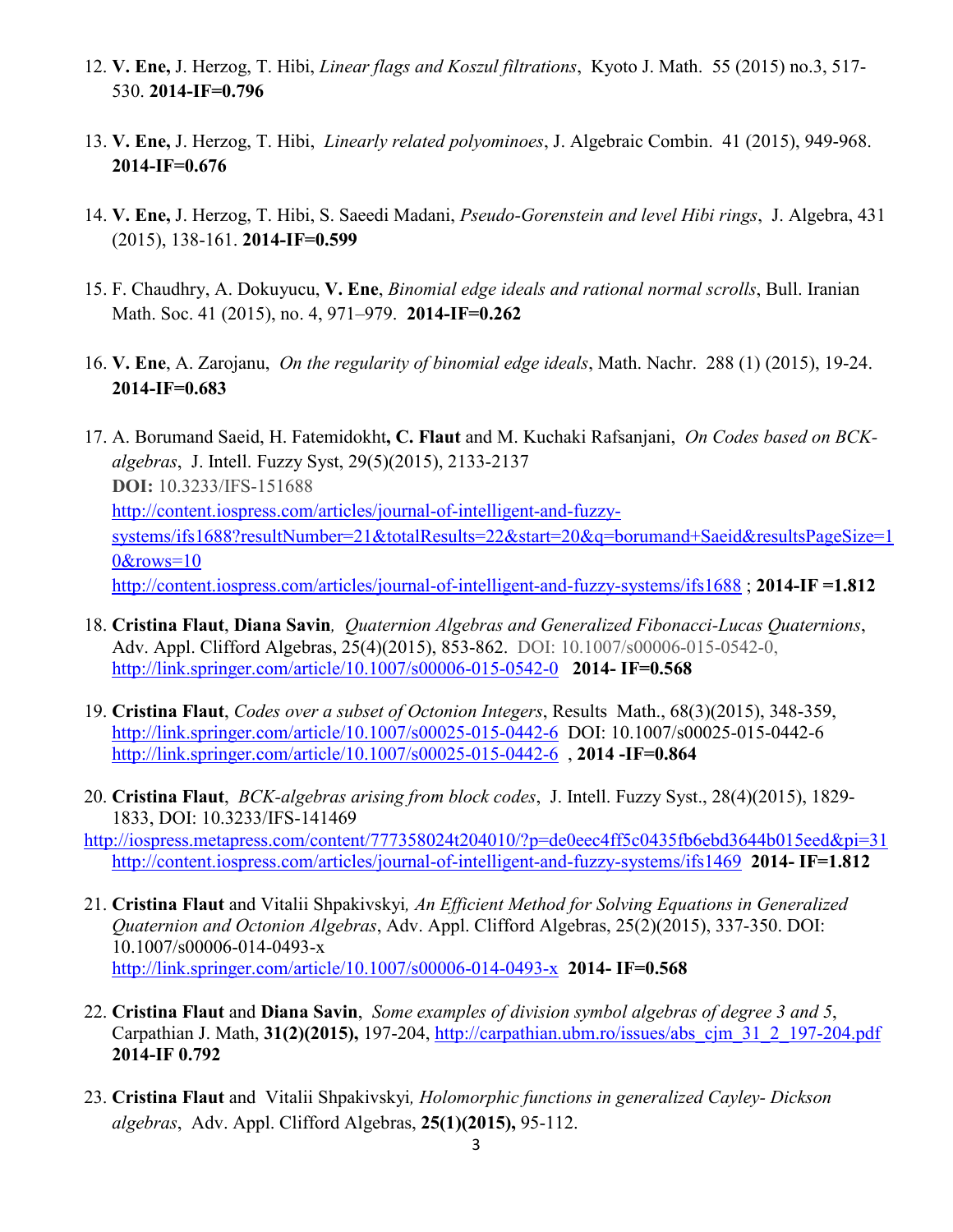12. **V. Ene,** J. Herzog, T. Hibi, *Linear flags and Koszul filtrations*, Kyoto J. Math. 55 (2015) no.3, 517-530. **2014-IF=0.796**

13. **V. Ene,** J. Herzog, T. Hibi, *Linearly related polyominoes*, J. Algebraic Combin. 41 (2015), 949-968. **2014-IF=0.676**

14. **V. Ene,** J. Herzog, T. Hibi, S. Saeedi Madani, *Pseudo-Gorenstein and level Hibi rings*, J. Algebra, 431 (2015), 138-161. **2014-IF=0.599**

15. F. Chaudhry, A. Dokuyucu, **V. Ene**, *Binomial edge ideals and rational normal scrolls*, Bull. Iranian Math. Soc. 41 (2015), no. 4, 971–979. **2014-IF=0.262**

16. **V. Ene**, A. Zarojanu, *On the regularity of binomial edge ideals*, Math. Nachr. 288 (1) (2015), 19-24. **2014-IF=0.683**

17. A. Borumand Saeid, H. Fatemidokht**, C. Flaut** and M. Kuchaki Rafsanjani, *On Codes based on BCK-algebras*, J. Intell. Fuzzy Syst, 29(5)(2015), 2133-2137
**DOI:** 10.3233/IFS-151688
http://content.iospress.com/articles/journal-of-intelligent-and-fuzzy-systems/ifs1688?resultNumber=21&totalResults=22&start=20&q=borumand+Saeid&resultsPageSize=10&rows=10
http://content.iospress.com/articles/journal-of-intelligent-and-fuzzy-systems/ifs1688 ; **2014-IF =1.812**

18. **Cristina Flaut**, **Diana Savin**, *Quaternion Algebras and Generalized Fibonacci-Lucas Quaternions*, Adv. Appl. Clifford Algebras, 25(4)(2015), 853-862. DOI: 10.1007/s00006-015-0542-0, http://link.springer.com/article/10.1007/s00006-015-0542-0 **2014- IF=0.568**

19. **Cristina Flaut**, *Codes over a subset of Octonion Integers*, Results Math., 68(3)(2015), 348-359, http://link.springer.com/article/10.1007/s00025-015-0442-6 DOI: 10.1007/s00025-015-0442-6 http://link.springer.com/article/10.1007/s00025-015-0442-6 , **2014 -IF=0.864**

20. **Cristina Flaut**, *BCK-algebras arising from block codes*, J. Intell. Fuzzy Syst., 28(4)(2015), 1829-1833, DOI: 10.3233/IFS-141469
http://iospress.metapress.com/content/777358024t204010/?p=de0eec4ff5c0435fb6ebd3644b015eed&pi=31
http://content.iospress.com/articles/journal-of-intelligent-and-fuzzy-systems/ifs1469 **2014- IF=1.812**

21. **Cristina Flaut** and Vitalii Shpakivskyi*, An Efficient Method for Solving Equations in Generalized Quaternion and Octonion Algebras*, Adv. Appl. Clifford Algebras, 25(2)(2015), 337-350. DOI: 10.1007/s00006-014-0493-x
http://link.springer.com/article/10.1007/s00006-014-0493-x **2014- IF=0.568**

22. **Cristina Flaut** and **Diana Savin**, *Some examples of division symbol algebras of degree 3 and 5*, Carpathian J. Math, **31(2)(2015),** 197-204, http://carpathian.ubm.ro/issues/abs_cjm_31_2_197-204.pdf **2014-IF 0.792**

23. **Cristina Flaut** and Vitalii Shpakivskyi*, Holomorphic functions in generalized Cayley- Dickson algebras*, Adv. Appl. Clifford Algebras, **25(1)(2015),** 95-112.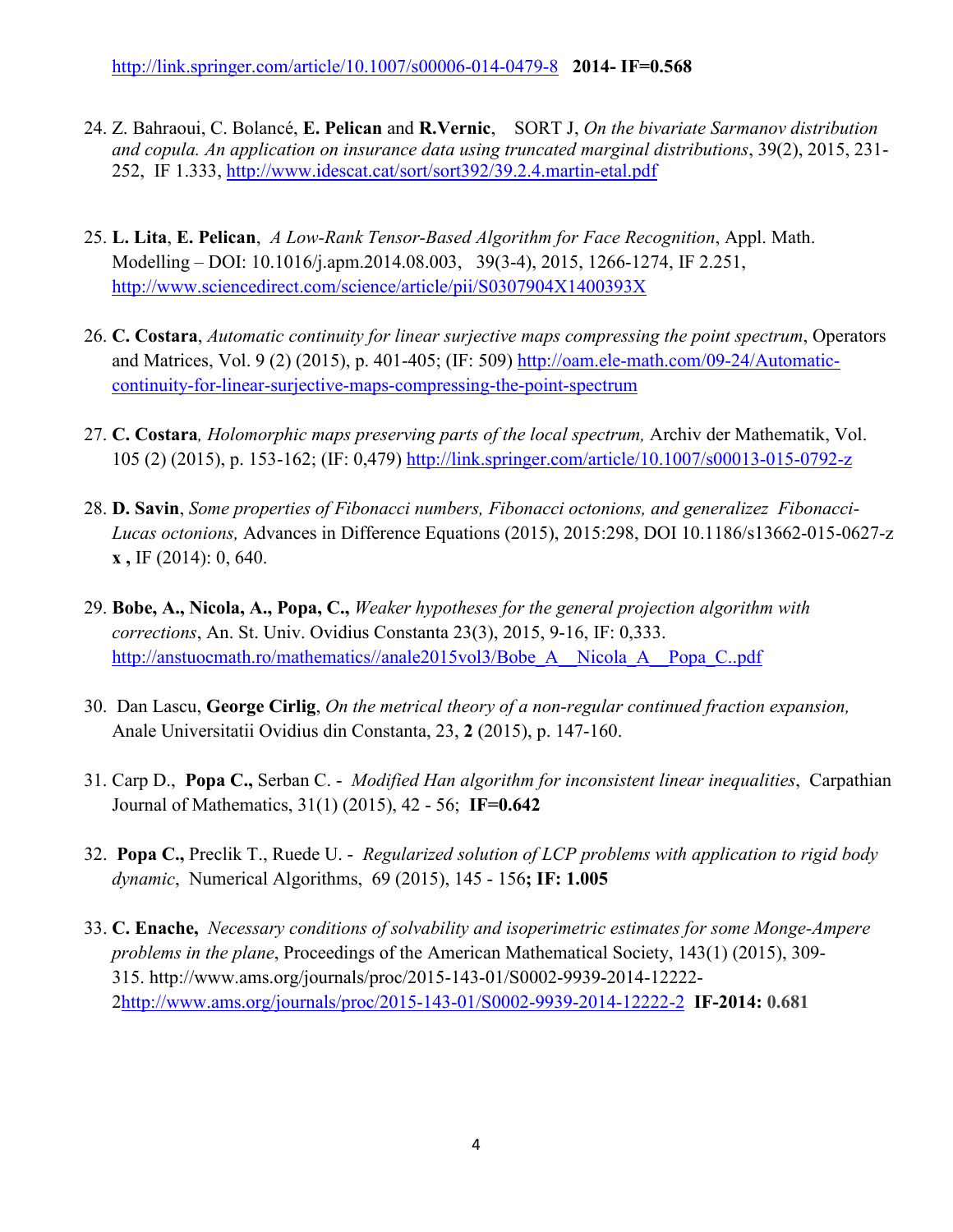http://link.springer.com/article/10.1007/s00006-014-0479-8 **2014- IF=0.568**

24. Z. Bahraoui, C. Bolancé, **E. Pelican** and **R.Vernic**, SORT J, *On the bivariate Sarmanov distribution and copula. An application on insurance data using truncated marginal distributions*, 39(2), 2015, 231-252, IF 1.333, http://www.idescat.cat/sort/sort392/39.2.4.martin-etal.pdf

25. **L. Lita**, **E. Pelican**, *A Low-Rank Tensor-Based Algorithm for Face Recognition*, Appl. Math. Modelling – DOI: 10.1016/j.apm.2014.08.003, 39(3-4), 2015, 1266-1274, IF 2.251, http://www.sciencedirect.com/science/article/pii/S0307904X1400393X

26. **C. Costara**, *Automatic continuity for linear surjective maps compressing the point spectrum*, Operators and Matrices, Vol. 9 (2) (2015), p. 401-405; (IF: 509) http://oam.ele-math.com/09-24/Automatic-continuity-for-linear-surjective-maps-compressing-the-point-spectrum

27. **C. Costara***, Holomorphic maps preserving parts of the local spectrum,* Archiv der Mathematik, Vol. 105 (2) (2015), p. 153-162; (IF: 0,479) http://link.springer.com/article/10.1007/s00013-015-0792-z

28. **D. Savin**, *Some properties of Fibonacci numbers, Fibonacci octonions, and generalizez Fibonacci-Lucas octonions,* Advances in Difference Equations (2015), 2015:298, DOI 10.1186/s13662-015-0627-z **x ,** IF (2014): 0, 640.

29. **Bobe, A., Nicola, A., Popa, C.,** *Weaker hypotheses for the general projection algorithm with corrections*, An. St. Univ. Ovidius Constanta 23(3), 2015, 9-16, IF: 0,333. http://anstuocmath.ro/mathematics//anale2015vol3/Bobe_A__Nicola_A__Popa_C..pdf

30. Dan Lascu, **George Cirlig**, *On the metrical theory of a non-regular continued fraction expansion,* Anale Universitatii Ovidius din Constanta, 23, **2** (2015), p. 147-160.

31. Carp D., **Popa C.,** Serban C. - *Modified Han algorithm for inconsistent linear inequalities*, Carpathian Journal of Mathematics, 31(1) (2015), 42 - 56; **IF=0.642**

32. **Popa C.,** Preclik T., Ruede U. - *Regularized solution of LCP problems with application to rigid body dynamic*, Numerical Algorithms, 69 (2015), 145 - 156**; IF: 1.005**

33. **C. Enache,** *Necessary conditions of solvability and isoperimetric estimates for some Monge-Ampere problems in the plane*, Proceedings of the American Mathematical Society, 143(1) (2015), 309-315. http://www.ams.org/journals/proc/2015-143-01/S0002-9939-2014-12222-2http://www.ams.org/journals/proc/2015-143-01/S0002-9939-2014-12222-2 **IF-2014: 0.681**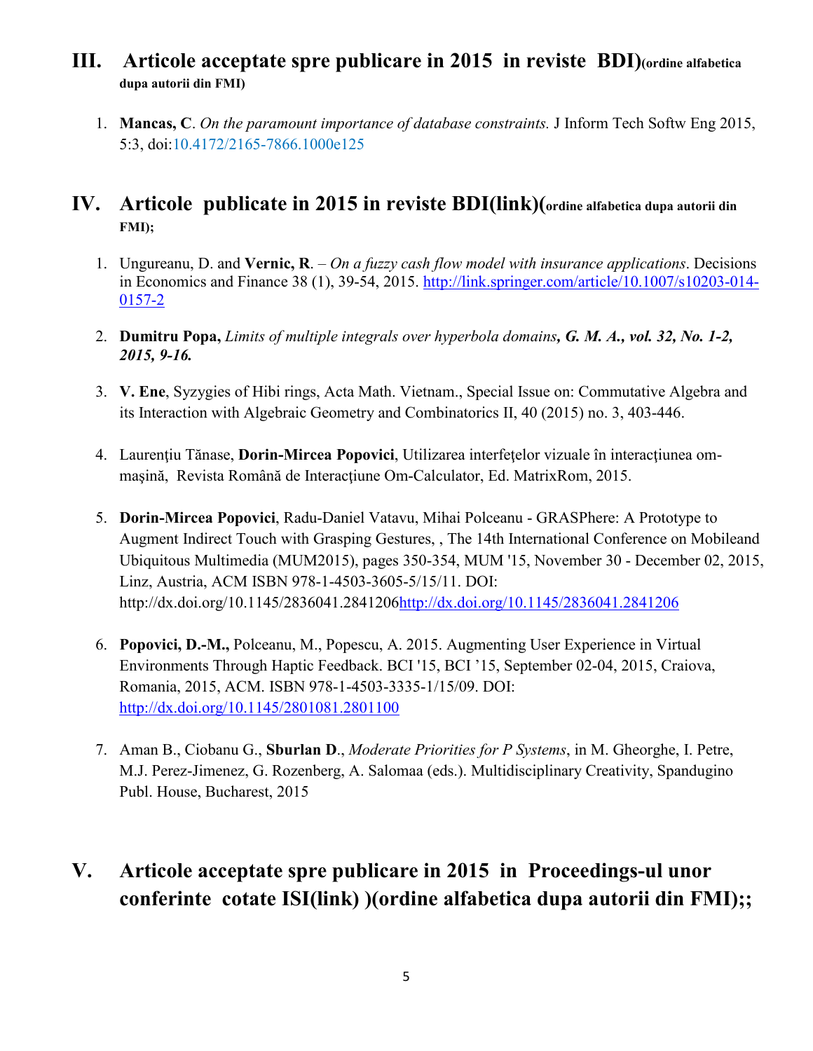## III. Articole acceptate spre publicare in 2015 in reviste BDI)(ordine alfabetica dupa autorii din FMI)

1. **Mancas, C**. *On the paramount importance of database constraints.* J Inform Tech Softw Eng 2015, 5:3, doi:10.4172/2165-7866.1000e125

## IV. Articole publicate in 2015 in reviste BDI(link)(ordine alfabetica dupa autorii din FMI);

1. Ungureanu, D. and **Vernic, R**. – *On a fuzzy cash flow model with insurance applications*. Decisions in Economics and Finance 38 (1), 39-54, 2015. http://link.springer.com/article/10.1007/s10203-014-0157-2

2. **Dumitru Popa,** *Limits of multiple integrals over hyperbola domains*, ***G. M. A., vol. 32, No. 1-2, 2015, 9-16.***

3. **V. Ene**, Syzygies of Hibi rings, Acta Math. Vietnam., Special Issue on: Commutative Algebra and its Interaction with Algebraic Geometry and Combinatorics II, 40 (2015) no. 3, 403-446.

4. Laurenţiu Tănase, **Dorin-Mircea Popovici**, Utilizarea interfeţelor vizuale în interacţiunea om-maşină, Revista Română de Interacţiune Om-Calculator, Ed. MatrixRom, 2015.

5. **Dorin-Mircea Popovici**, Radu-Daniel Vatavu, Mihai Polceanu - GRASPhere: A Prototype to Augment Indirect Touch with Grasping Gestures, , The 14th International Conference on Mobileand Ubiquitous Multimedia (MUM2015), pages 350-354, MUM '15, November 30 - December 02, 2015, Linz, Austria, ACM ISBN 978-1-4503-3605-5/15/11. DOI: http://dx.doi.org/10.1145/2836041.2841206http://dx.doi.org/10.1145/2836041.2841206

6. **Popovici, D.-M.,** Polceanu, M., Popescu, A. 2015. Augmenting User Experience in Virtual Environments Through Haptic Feedback. BCI '15, BCI '15, September 02-04, 2015, Craiova, Romania, 2015, ACM. ISBN 978-1-4503-3335-1/15/09. DOI: http://dx.doi.org/10.1145/2801081.2801100

7. Aman B., Ciobanu G., **Sburlan D**., *Moderate Priorities for P Systems*, in M. Gheorghe, I. Petre, M.J. Perez-Jimenez, G. Rozenberg, A. Salomaa (eds.). Multidisciplinary Creativity, Spandugino Publ. House, Bucharest, 2015

## V. Articole acceptate spre publicare in 2015 in Proceedings-ul unor conferinte cotate ISI(link) )(ordine alfabetica dupa autorii din FMI);;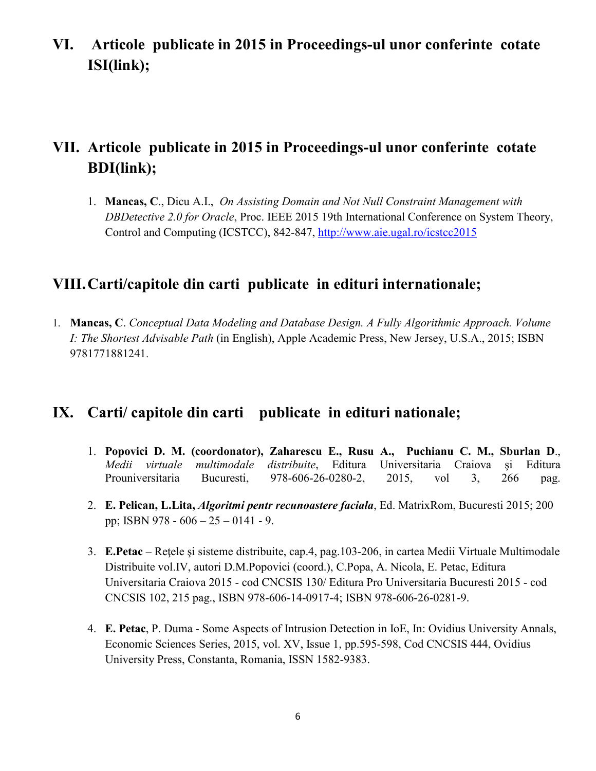## VI. Articole publicate in 2015 in Proceedings-ul unor conferinte cotate ISI(link);

## VII. Articole publicate in 2015 in Proceedings-ul unor conferinte cotate BDI(link);

1. **Mancas, C**., Dicu A.I., *On Assisting Domain and Not Null Constraint Management with DBDetective 2.0 for Oracle*, Proc. IEEE 2015 19th International Conference on System Theory, Control and Computing (ICSTCC), 842-847, http://www.aie.ugal.ro/icstcc2015

## VIII. Carti/capitole din carti publicate in edituri internationale;

1. **Mancas, C**. *Conceptual Data Modeling and Database Design. A Fully Algorithmic Approach. Volume I: The Shortest Advisable Path* (in English), Apple Academic Press, New Jersey, U.S.A., 2015; ISBN 9781771881241.

## IX. Carti/ capitole din carti publicate in edituri nationale;

1. **Popovici D. M. (coordonator), Zaharescu E., Rusu A., Puchianu C. M., Sburlan D**., *Medii virtuale multimodale distribuite*, Editura Universitaria Craiova şi Editura Prouniversitaria Bucuresti, 978-606-26-0280-2, 2015, vol 3, 266 pag.

2. **E. Pelican, L.Lita,** ***Algoritmi pentr recunoastere faciala***, Ed. MatrixRom, Bucuresti 2015; 200 pp; ISBN 978 - 606 – 25 – 0141 - 9.

3. **E.Petac** – Reţele şi sisteme distribuite, cap.4, pag.103-206, in cartea Medii Virtuale Multimodale Distribuite vol.IV, autori D.M.Popovici (coord.), C.Popa, A. Nicola, E. Petac, Editura Universitaria Craiova 2015 - cod CNCSIS 130/ Editura Pro Universitaria Bucuresti 2015 - cod CNCSIS 102, 215 pag., ISBN 978-606-14-0917-4; ISBN 978-606-26-0281-9.

4. **E. Petac**, P. Duma - Some Aspects of Intrusion Detection in IoE, In: Ovidius University Annals, Economic Sciences Series, 2015, vol. XV, Issue 1, pp.595-598, Cod CNCSIS 444, Ovidius University Press, Constanta, Romania, ISSN 1582-9383.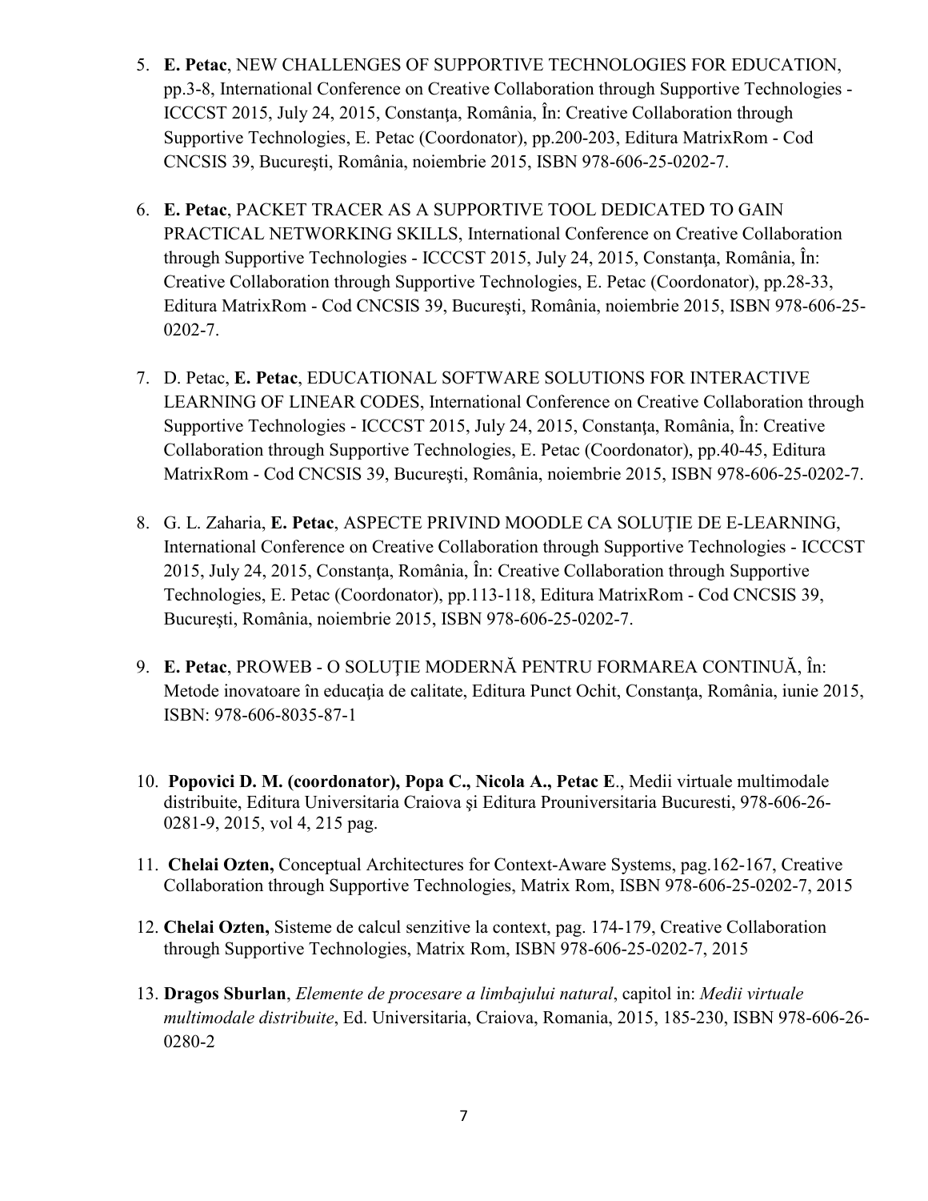5. **E. Petac**, NEW CHALLENGES OF SUPPORTIVE TECHNOLOGIES FOR EDUCATION, pp.3-8, International Conference on Creative Collaboration through Supportive Technologies - ICCCST 2015, July 24, 2015, Constanţa, România, În: Creative Collaboration through Supportive Technologies, E. Petac (Coordonator), pp.200-203, Editura MatrixRom - Cod CNCSIS 39, Bucureşti, România, noiembrie 2015, ISBN 978-606-25-0202-7.

6. **E. Petac**, PACKET TRACER AS A SUPPORTIVE TOOL DEDICATED TO GAIN PRACTICAL NETWORKING SKILLS, International Conference on Creative Collaboration through Supportive Technologies - ICCCST 2015, July 24, 2015, Constanţa, România, În: Creative Collaboration through Supportive Technologies, E. Petac (Coordonator), pp.28-33, Editura MatrixRom - Cod CNCSIS 39, Bucureşti, România, noiembrie 2015, ISBN 978-606-25-0202-7.

7. D. Petac, **E. Petac**, EDUCATIONAL SOFTWARE SOLUTIONS FOR INTERACTIVE LEARNING OF LINEAR CODES, International Conference on Creative Collaboration through Supportive Technologies - ICCCST 2015, July 24, 2015, Constanţa, România, În: Creative Collaboration through Supportive Technologies, E. Petac (Coordonator), pp.40-45, Editura MatrixRom - Cod CNCSIS 39, Bucureşti, România, noiembrie 2015, ISBN 978-606-25-0202-7.

8. G. L. Zaharia, **E. Petac**, ASPECTE PRIVIND MOODLE CA SOLUŢIE DE E-LEARNING, International Conference on Creative Collaboration through Supportive Technologies - ICCCST 2015, July 24, 2015, Constanţa, România, În: Creative Collaboration through Supportive Technologies, E. Petac (Coordonator), pp.113-118, Editura MatrixRom - Cod CNCSIS 39, Bucureşti, România, noiembrie 2015, ISBN 978-606-25-0202-7.

9. **E. Petac**, PROWEB - O SOLUŢIE MODERNĂ PENTRU FORMAREA CONTINUĂ, În: Metode inovatoare în educaţia de calitate, Editura Punct Ochit, Constanţa, România, iunie 2015, ISBN: 978-606-8035-87-1

10. **Popovici D. M. (coordonator), Popa C., Nicola A., Petac E**., Medii virtuale multimodale distribuite, Editura Universitaria Craiova şi Editura Prouniversitaria Bucuresti, 978-606-26-0281-9, 2015, vol 4, 215 pag.

11. **Chelai Ozten,** Conceptual Architectures for Context-Aware Systems, pag.162-167, Creative Collaboration through Supportive Technologies, Matrix Rom, ISBN 978-606-25-0202-7, 2015

12. **Chelai Ozten,** Sisteme de calcul senzitive la context, pag. 174-179, Creative Collaboration through Supportive Technologies, Matrix Rom, ISBN 978-606-25-0202-7, 2015

13. **Dragos Sburlan**, *Elemente de procesare a limbajului natural*, capitol in: *Medii virtuale multimodale distribuite*, Ed. Universitaria, Craiova, Romania, 2015, 185-230, ISBN 978-606-26-0280-2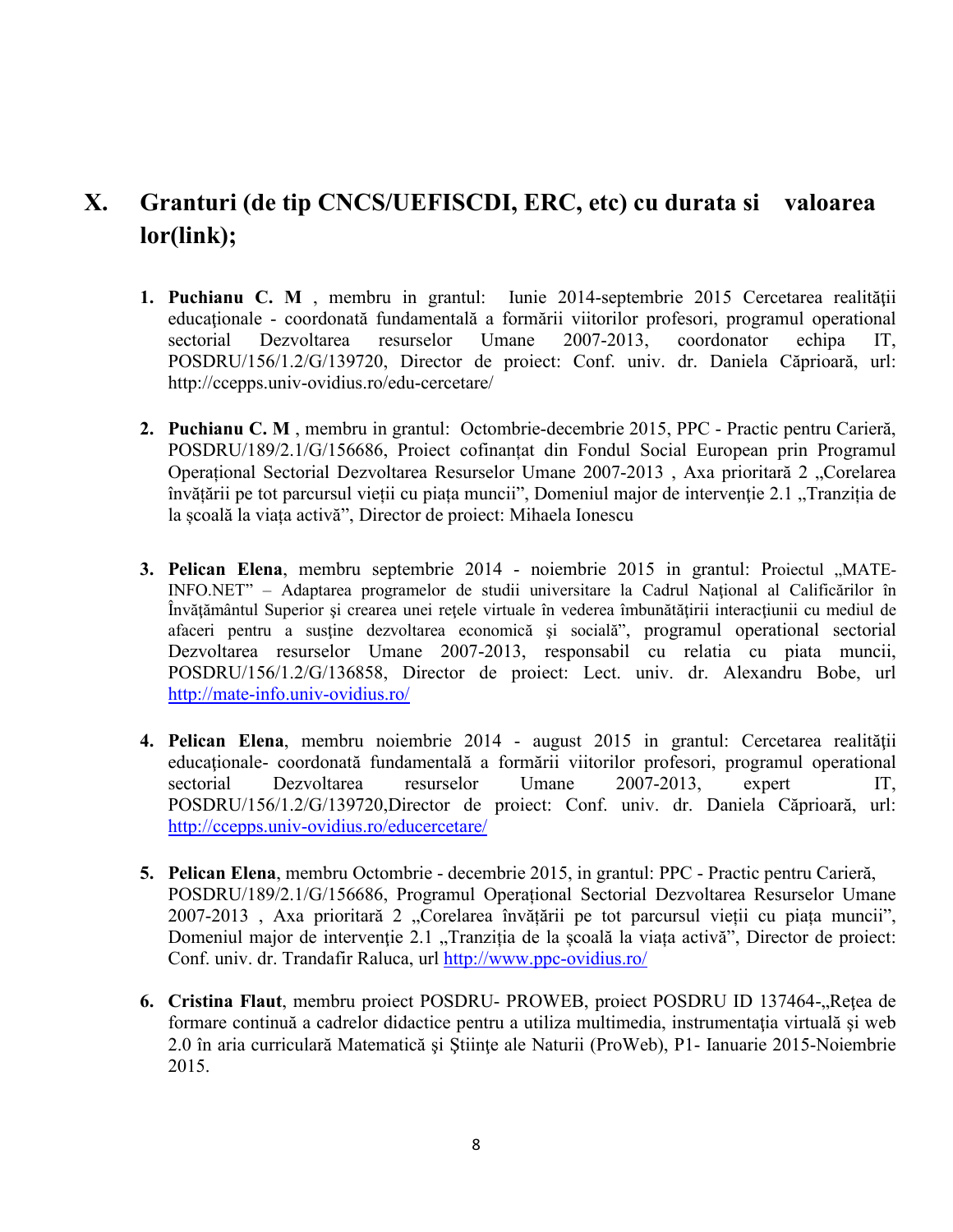# X. Granturi (de tip CNCS/UEFISCDI, ERC, etc) cu durata si valoarea lor(link);

1. **Puchianu C. M** , membru in grantul: Iunie 2014-septembrie 2015 Cercetarea realităţii educaţionale - coordonată fundamentală a formării viitorilor profesori, programul operational sectorial Dezvoltarea resurselor Umane 2007-2013, coordonator echipa IT, POSDRU/156/1.2/G/139720, Director de proiect: Conf. univ. dr. Daniela Căprioară, url: http://ccepps.univ-ovidius.ro/edu-cercetare/

2. **Puchianu C. M** , membru in grantul: Octombrie-decembrie 2015, PPC - Practic pentru Carieră, POSDRU/189/2.1/G/156686, Proiect cofinanţat din Fondul Social European prin Programul Operațional Sectorial Dezvoltarea Resurselor Umane 2007-2013 , Axa prioritară 2 „Corelarea învățării pe tot parcursul vieții cu piața muncii", Domeniul major de intervenţie 2.1 „Tranziția de la școală la viața activă", Director de proiect: Mihaela Ionescu

3. **Pelican Elena**, membru septembrie 2014 - noiembrie 2015 in grantul: Proiectul „MATE-INFO.NET" – Adaptarea programelor de studii universitare la Cadrul Naţional al Calificărilor în Învăţământul Superior şi crearea unei reţele virtuale în vederea îmbunătăţirii interacţiunii cu mediul de afaceri pentru a susţine dezvoltarea economică şi socială", programul operational sectorial Dezvoltarea resurselor Umane 2007-2013, responsabil cu relatia cu piata muncii, POSDRU/156/1.2/G/136858, Director de proiect: Lect. univ. dr. Alexandru Bobe, url http://mate-info.univ-ovidius.ro/

4. **Pelican Elena**, membru noiembrie 2014 - august 2015 in grantul: Cercetarea realităţii educaţionale- coordonată fundamentală a formării viitorilor profesori, programul operational sectorial Dezvoltarea resurselor Umane 2007-2013, expert IT, POSDRU/156/1.2/G/139720,Director de proiect: Conf. univ. dr. Daniela Căprioară, url: http://ccepps.univ-ovidius.ro/educercetare/

5. **Pelican Elena**, membru Octombrie - decembrie 2015, in grantul: PPC - Practic pentru Carieră, POSDRU/189/2.1/G/156686, Programul Operațional Sectorial Dezvoltarea Resurselor Umane 2007-2013 , Axa prioritară 2 „Corelarea învățării pe tot parcursul vieții cu piața muncii", Domeniul major de intervenţie 2.1 „Tranziția de la școală la viața activă", Director de proiect: Conf. univ. dr. Trandafir Raluca, url http://www.ppc-ovidius.ro/

6. **Cristina Flaut**, membru proiect POSDRU- PROWEB, proiect POSDRU ID 137464-„Reţea de formare continuă a cadrelor didactice pentru a utiliza multimedia, instrumentaţia virtuală şi web 2.0 în aria curriculară Matematică şi Ştiinţe ale Naturii (ProWeb), P1- Ianuarie 2015-Noiembrie 2015.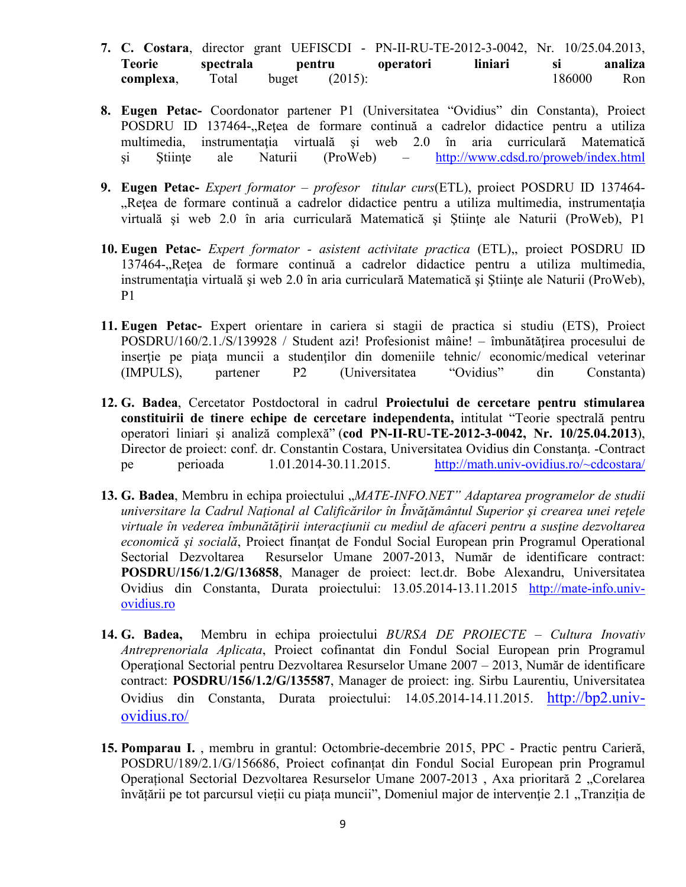7. **C. Costara**, director grant UEFISCDI - PN-II-RU-TE-2012-3-0042, Nr. 10/25.04.2013, **Teorie spectrala pentru operatori liniari si analiza complexa**, Total buget (2015): 186000 Ron

8. **Eugen Petac-** Coordonator partener P1 (Universitatea "Ovidius" din Constanta), Proiect POSDRU ID 137464-„Reţea de formare continuă a cadrelor didactice pentru a utiliza multimedia, instrumentaţia virtuală şi web 2.0 în aria curriculară Matematică şi Ştiinţe ale Naturii (ProWeb) – http://www.cdsd.ro/proweb/index.html

9. **Eugen Petac-** *Expert formator – profesor titular curs*(ETL), proiect POSDRU ID 137464-„Reţea de formare continuă a cadrelor didactice pentru a utiliza multimedia, instrumentaţia virtuală şi web 2.0 în aria curriculară Matematică şi Ştiinţe ale Naturii (ProWeb), P1

10. **Eugen Petac-** *Expert formator - asistent activitate practica* (ETL),„ proiect POSDRU ID 137464-„Reţea de formare continuă a cadrelor didactice pentru a utiliza multimedia, instrumentaţia virtuală şi web 2.0 în aria curriculară Matematică şi Ştiinţe ale Naturii (ProWeb), P1

11. **Eugen Petac-** Expert orientare in cariera si stagii de practica si studiu (ETS), Proiect POSDRU/160/2.1./S/139928 / Student azi! Profesionist mâine! – îmbunătăţirea procesului de inserţie pe piaţa muncii a studenţilor din domeniile tehnic/ economic/medical veterinar (IMPULS), partener P2 (Universitatea "Ovidius" din Constanta)

12. **G. Badea**, Cercetator Postdoctoral in cadrul **Proiectului de cercetare pentru stimularea constituirii de tinere echipe de cercetare independenta,** intitulat "Teorie spectrală pentru operatori liniari şi analiză complexă" (**cod PN-II-RU-TE-2012-3-0042, Nr. 10/25.04.2013**), Director de proiect: conf. dr. Constantin Costara, Universitatea Ovidius din Constanţa. -Contract pe perioada 1.01.2014-30.11.2015. http://math.univ-ovidius.ro/~cdcostara/

13. **G. Badea**, Membru in echipa proiectului *„MATE-INFO.NET" Adaptarea programelor de studii universitare la Cadrul Naţional al Calificărilor în Învăţământul Superior şi crearea unei reţele virtuale în vederea îmbunătăţirii interacţiunii cu mediul de afaceri pentru a susţine dezvoltarea economică şi socială*, Proiect finanţat de Fondul Social European prin Programul Operational Sectorial Dezvoltarea Resurselor Umane 2007-2013, Număr de identificare contract: **POSDRU/156/1.2/G/136858**, Manager de proiect: lect.dr. Bobe Alexandru, Universitatea Ovidius din Constanta, Durata proiectului: 13.05.2014-13.11.2015 http://mate-info.univ-ovidius.ro

14. **G. Badea,** Membru in echipa proiectului *BURSA DE PROIECTE – Cultura Inovativ Antreprenoriala Aplicata*, Proiect cofinantat din Fondul Social European prin Programul Operaţional Sectorial pentru Dezvoltarea Resurselor Umane 2007 – 2013, Număr de identificare contract: **POSDRU/156/1.2/G/135587**, Manager de proiect: ing. Sirbu Laurentiu, Universitatea Ovidius din Constanta, Durata proiectului: 14.05.2014-14.11.2015. http://bp2.univ-ovidius.ro/

15. **Pomparau I.** , membru in grantul: Octombrie-decembrie 2015, PPC - Practic pentru Carieră, POSDRU/189/2.1/G/156686, Proiect cofinanţat din Fondul Social European prin Programul Operaţional Sectorial Dezvoltarea Resurselor Umane 2007-2013 , Axa prioritară 2 „Corelarea învăţării pe tot parcursul vieţii cu piaţa muncii", Domeniul major de intervenţie 2.1 „Tranziţia de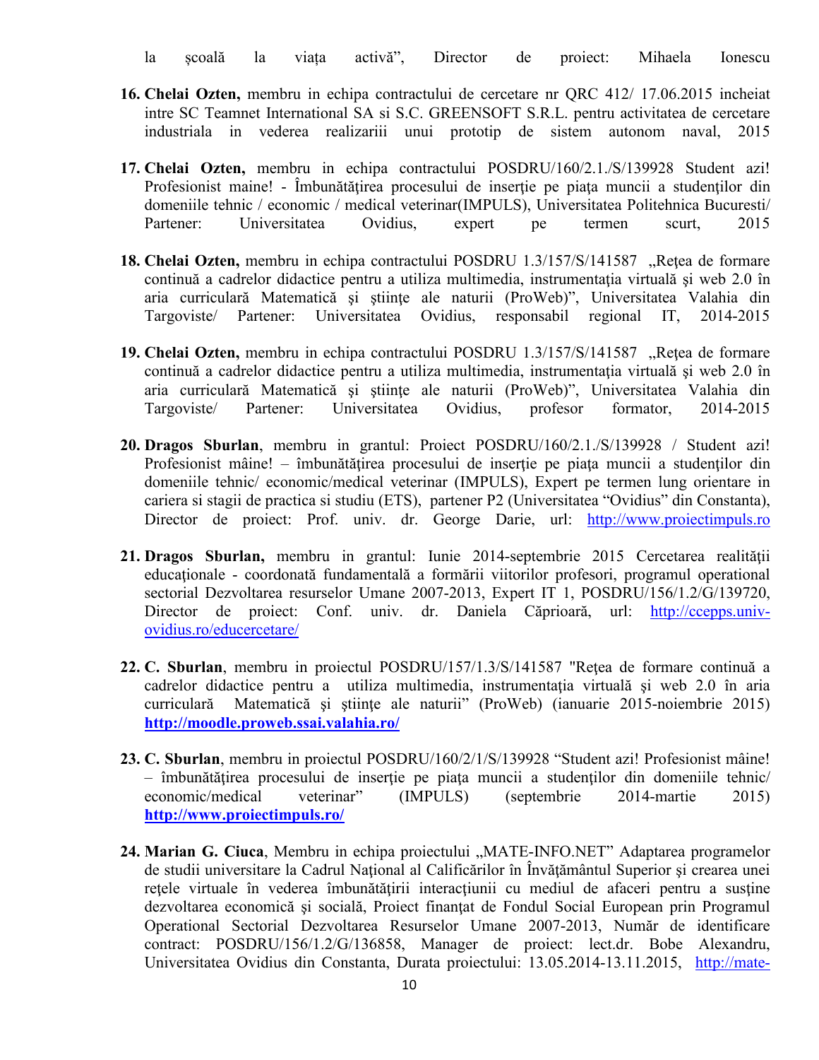la școală la viața activă”, Director de proiect: Mihaela Ionescu

16. **Chelai Ozten,** membru in echipa contractului de cercetare nr QRC 412/ 17.06.2015 incheiat intre SC Teamnet International SA si S.C. GREENSOFT S.R.L. pentru activitatea de cercetare industriala in vederea realizariii unui prototip de sistem autonom naval, 2015

17. **Chelai Ozten,** membru in echipa contractului POSDRU/160/2.1./S/139928 Student azi! Profesionist maine! - Îmbunătăţirea procesului de inserţie pe piaţa muncii a studenţilor din domeniile tehnic / economic / medical veterinar(IMPULS), Universitatea Politehnica Bucuresti/ Partener: Universitatea Ovidius, expert pe termen scurt, 2015

18. **Chelai Ozten,** membru in echipa contractului POSDRU 1.3/157/S/141587 „Reţea de formare continuă a cadrelor didactice pentru a utiliza multimedia, instrumentaţia virtuală şi web 2.0 în aria curriculară Matematică şi ştiinţe ale naturii (ProWeb)”, Universitatea Valahia din Targoviste/ Partener: Universitatea Ovidius, responsabil regional IT, 2014-2015

19. **Chelai Ozten,** membru in echipa contractului POSDRU 1.3/157/S/141587 „Reţea de formare continuă a cadrelor didactice pentru a utiliza multimedia, instrumentaţia virtuală şi web 2.0 în aria curriculară Matematică şi ştiinţe ale naturii (ProWeb)”, Universitatea Valahia din Targoviste/ Partener: Universitatea Ovidius, profesor formator, 2014-2015

20. **Dragos Sburlan**, membru in grantul: Proiect POSDRU/160/2.1./S/139928 / Student azi! Profesionist mâine! – îmbunătăţirea procesului de inserţie pe piaţa muncii a studenţilor din domeniile tehnic/ economic/medical veterinar (IMPULS), Expert pe termen lung orientare in cariera si stagii de practica si studiu (ETS), partener P2 (Universitatea “Ovidius” din Constanta), Director de proiect: Prof. univ. dr. George Darie, url: http://www.proiectimpuls.ro

21. **Dragos Sburlan,** membru in grantul: Iunie 2014-septembrie 2015 Cercetarea realităţii educaţionale - coordonată fundamentală a formării viitorilor profesori, programul operational sectorial Dezvoltarea resurselor Umane 2007-2013, Expert IT 1, POSDRU/156/1.2/G/139720, Director de proiect: Conf. univ. dr. Daniela Căprioară, url: http://ccepps.univ-ovidius.ro/educercetare/

22. **C. Sburlan**, membru in proiectul POSDRU/157/1.3/S/141587 "Reţea de formare continuă a cadrelor didactice pentru a utiliza multimedia, instrumentaţia virtuală şi web 2.0 în aria curriculară Matematică şi ştiinţe ale naturii" (ProWeb) (ianuarie 2015-noiembrie 2015) **http://moodle.proweb.ssai.valahia.ro/**

23. **C. Sburlan**, membru in proiectul POSDRU/160/2/1/S/139928 “Student azi! Profesionist mâine! – îmbunătăţirea procesului de inserţie pe piaţa muncii a studenţilor din domeniile tehnic/ economic/medical veterinar” (IMPULS) (septembrie 2014-martie 2015) **http://www.proiectimpuls.ro/**

24. **Marian G. Ciuca**, Membru in echipa proiectului „MATE-INFO.NET” Adaptarea programelor de studii universitare la Cadrul Naţional al Calificărilor în Învăţământul Superior şi crearea unei reţele virtuale în vederea îmbunătăţirii interacţiunii cu mediul de afaceri pentru a susţine dezvoltarea economică şi socială, Proiect finanţat de Fondul Social European prin Programul Operational Sectorial Dezvoltarea Resurselor Umane 2007-2013, Număr de identificare contract: POSDRU/156/1.2/G/136858, Manager de proiect: lect.dr. Bobe Alexandru, Universitatea Ovidius din Constanta, Durata proiectului: 13.05.2014-13.11.2015, http://mate-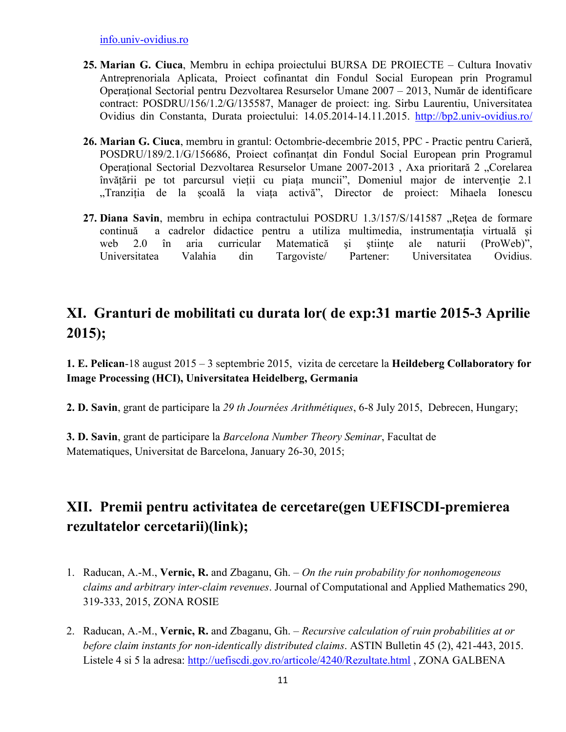info.univ-ovidius.ro

25. **Marian G. Ciuca**, Membru in echipa proiectului BURSA DE PROIECTE – Cultura Inovativ Antreprenoriala Aplicata, Proiect cofinantat din Fondul Social European prin Programul Operaţional Sectorial pentru Dezvoltarea Resurselor Umane 2007 – 2013, Număr de identificare contract: POSDRU/156/1.2/G/135587, Manager de proiect: ing. Sirbu Laurentiu, Universitatea Ovidius din Constanta, Durata proiectului: 14.05.2014-14.11.2015. http://bp2.univ-ovidius.ro/

26. **Marian G. Ciuca**, membru in grantul: Octombrie-decembrie 2015, PPC - Practic pentru Carieră, POSDRU/189/2.1/G/156686, Proiect cofinanțat din Fondul Social European prin Programul Operațional Sectorial Dezvoltarea Resurselor Umane 2007-2013 , Axa prioritară 2 „Corelarea învățării pe tot parcursul vieții cu piața muncii", Domeniul major de intervenție 2.1 „Tranziția de la școală la viața activă", Director de proiect: Mihaela Ionescu

27. **Diana Savin**, membru in echipa contractului POSDRU 1.3/157/S/141587 „Reţea de formare continuă a cadrelor didactice pentru a utiliza multimedia, instrumentaţia virtuală şi web 2.0 în aria curricular Matematică şi ştiinţe ale naturii (ProWeb)", Universitatea Valahia din Targoviste/ Partener: Universitatea Ovidius.

## XI. Granturi de mobilitati cu durata lor( de exp:31 martie 2015-3 Aprilie 2015);

**1. E. Pelican**-18 august 2015 – 3 septembrie 2015, vizita de cercetare la **Heildeberg Collaboratory for Image Processing (HCI), Universitatea Heidelberg, Germania**

**2. D. Savin**, grant de participare la *29 th Journées Arithmétiques*, 6-8 July 2015, Debrecen, Hungary;

**3. D. Savin**, grant de participare la *Barcelona Number Theory Seminar*, Facultat de Matematiques, Universitat de Barcelona, January 26-30, 2015;

## XII. Premii pentru activitatea de cercetare(gen UEFISCDI-premierea rezultatelor cercetarii)(link);

1. Raducan, A.-M., **Vernic, R.** and Zbaganu, Gh. – *On the ruin probability for nonhomogeneous claims and arbitrary inter-claim revenues*. Journal of Computational and Applied Mathematics 290, 319-333, 2015, ZONA ROSIE

2. Raducan, A.-M., **Vernic, R.** and Zbaganu, Gh. – *Recursive calculation of ruin probabilities at or before claim instants for non-identically distributed claims*. ASTIN Bulletin 45 (2), 421-443, 2015. Listele 4 si 5 la adresa: http://uefiscdi.gov.ro/articole/4240/Rezultate.html , ZONA GALBENA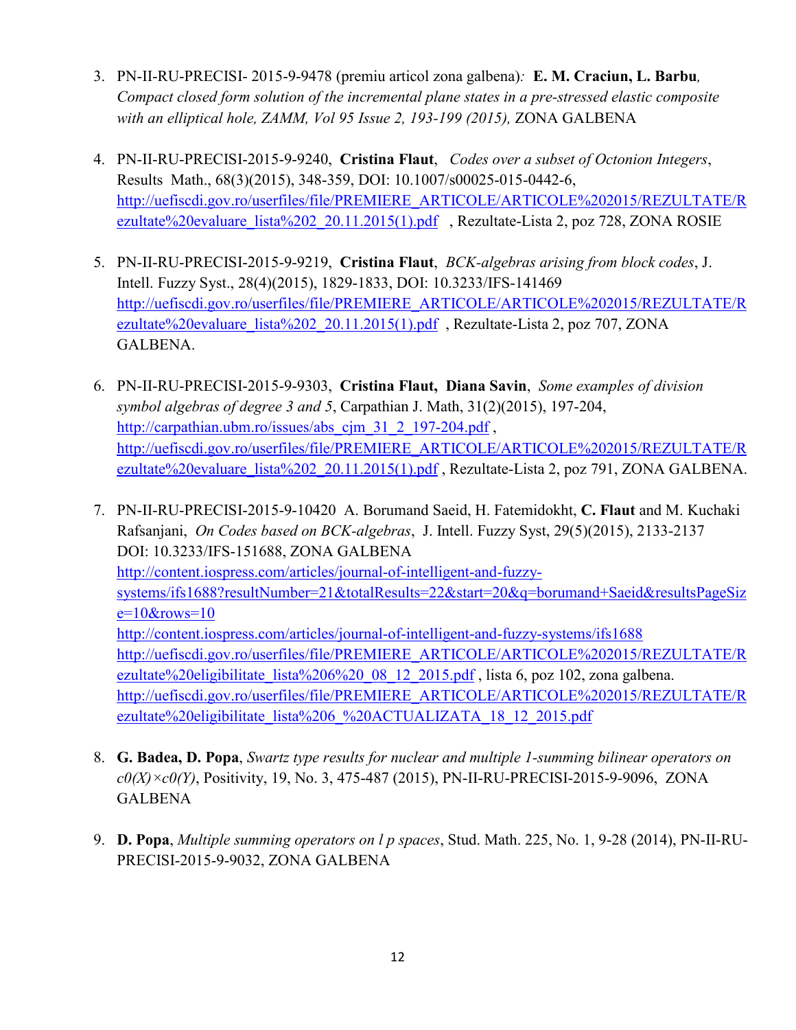3. PN-II-RU-PRECISI- 2015-9-9478 (premiu articol zona galbena)*:* **E. M. Craciun, L. Barbu***, Compact closed form solution of the incremental plane states in a pre-stressed elastic composite with an elliptical hole, ZAMM, Vol 95 Issue 2, 193-199 (2015),* ZONA GALBENA

4. PN-II-RU-PRECISI-2015-9-9240, **Cristina Flaut**, *Codes over a subset of Octonion Integers*, Results Math., 68(3)(2015), 348-359, DOI: 10.1007/s00025-015-0442-6, [http://uefiscdi.gov.ro/userfiles/file/PREMIERE_ARTICOLE/ARTICOLE%202015/REZULTATE/Rezultate%20evaluare_lista%202_20.11.2015(1).pdf](http://uefiscdi.gov.ro/userfiles/file/PREMIERE_ARTICOLE/ARTICOLE%202015/REZULTATE/Rezultate%20evaluare_lista%202_20.11.2015(1).pdf) , Rezultate-Lista 2, poz 728, ZONA ROSIE

5. PN-II-RU-PRECISI-2015-9-9219, **Cristina Flaut**, *BCK-algebras arising from block codes*, J. Intell. Fuzzy Syst., 28(4)(2015), 1829-1833, DOI: 10.3233/IFS-141469 [http://uefiscdi.gov.ro/userfiles/file/PREMIERE_ARTICOLE/ARTICOLE%202015/REZULTATE/Rezultate%20evaluare_lista%202_20.11.2015(1).pdf](http://uefiscdi.gov.ro/userfiles/file/PREMIERE_ARTICOLE/ARTICOLE%202015/REZULTATE/Rezultate%20evaluare_lista%202_20.11.2015(1).pdf) , Rezultate-Lista 2, poz 707, ZONA GALBENA.

6. PN-II-RU-PRECISI-2015-9-9303, **Cristina Flaut, Diana Savin**, *Some examples of division symbol algebras of degree 3 and 5*, Carpathian J. Math, 31(2)(2015), 197-204, [http://carpathian.ubm.ro/issues/abs_cjm_31_2_197-204.pdf](http://carpathian.ubm.ro/issues/abs_cjm_31_2_197-204.pdf) , [http://uefiscdi.gov.ro/userfiles/file/PREMIERE_ARTICOLE/ARTICOLE%202015/REZULTATE/Rezultate%20evaluare_lista%202_20.11.2015(1).pdf](http://uefiscdi.gov.ro/userfiles/file/PREMIERE_ARTICOLE/ARTICOLE%202015/REZULTATE/Rezultate%20evaluare_lista%202_20.11.2015(1).pdf) , Rezultate-Lista 2, poz 791, ZONA GALBENA.

7. PN-II-RU-PRECISI-2015-9-10420 A. Borumand Saeid, H. Fatemidokht, **C. Flaut** and M. Kuchaki Rafsanjani, *On Codes based on BCK-algebras*, J. Intell. Fuzzy Syst, 29(5)(2015), 2133-2137 DOI: 10.3233/IFS-151688, ZONA GALBENA
   [http://content.iospress.com/articles/journal-of-intelligent-and-fuzzy-systems/ifs1688?resultNumber=21&totalResults=22&start=20&q=borumand+Saeid&resultsPageSize=10&rows=10](http://content.iospress.com/articles/journal-of-intelligent-and-fuzzy-systems/ifs1688?resultNumber=21&totalResults=22&start=20&q=borumand+Saeid&resultsPageSize=10&rows=10)
   [http://content.iospress.com/articles/journal-of-intelligent-and-fuzzy-systems/ifs1688](http://content.iospress.com/articles/journal-of-intelligent-and-fuzzy-systems/ifs1688)
   [http://uefiscdi.gov.ro/userfiles/file/PREMIERE_ARTICOLE/ARTICOLE%202015/REZULTATE/Rezultate%20eligibilitate_lista%206%20_08_12_2015.pdf](http://uefiscdi.gov.ro/userfiles/file/PREMIERE_ARTICOLE/ARTICOLE%202015/REZULTATE/Rezultate%20eligibilitate_lista%206%20_08_12_2015.pdf) , lista 6, poz 102, zona galbena.
   [http://uefiscdi.gov.ro/userfiles/file/PREMIERE_ARTICOLE/ARTICOLE%202015/REZULTATE/Rezultate%20eligibilitate_lista%206_%20ACTUALIZATA_18_12_2015.pdf](http://uefiscdi.gov.ro/userfiles/file/PREMIERE_ARTICOLE/ARTICOLE%202015/REZULTATE/Rezultate%20eligibilitate_lista%206_%20ACTUALIZATA_18_12_2015.pdf)

8. **G. Badea, D. Popa**, *Swartz type results for nuclear and multiple 1-summing bilinear operators on c0(X)×c0(Y)*, Positivity, 19, No. 3, 475-487 (2015), PN-II-RU-PRECISI-2015-9-9096, ZONA GALBENA

9. **D. Popa**, *Multiple summing operators on l p spaces*, Stud. Math. 225, No. 1, 9-28 (2014), PN-II-RU-PRECISI-2015-9-9032, ZONA GALBENA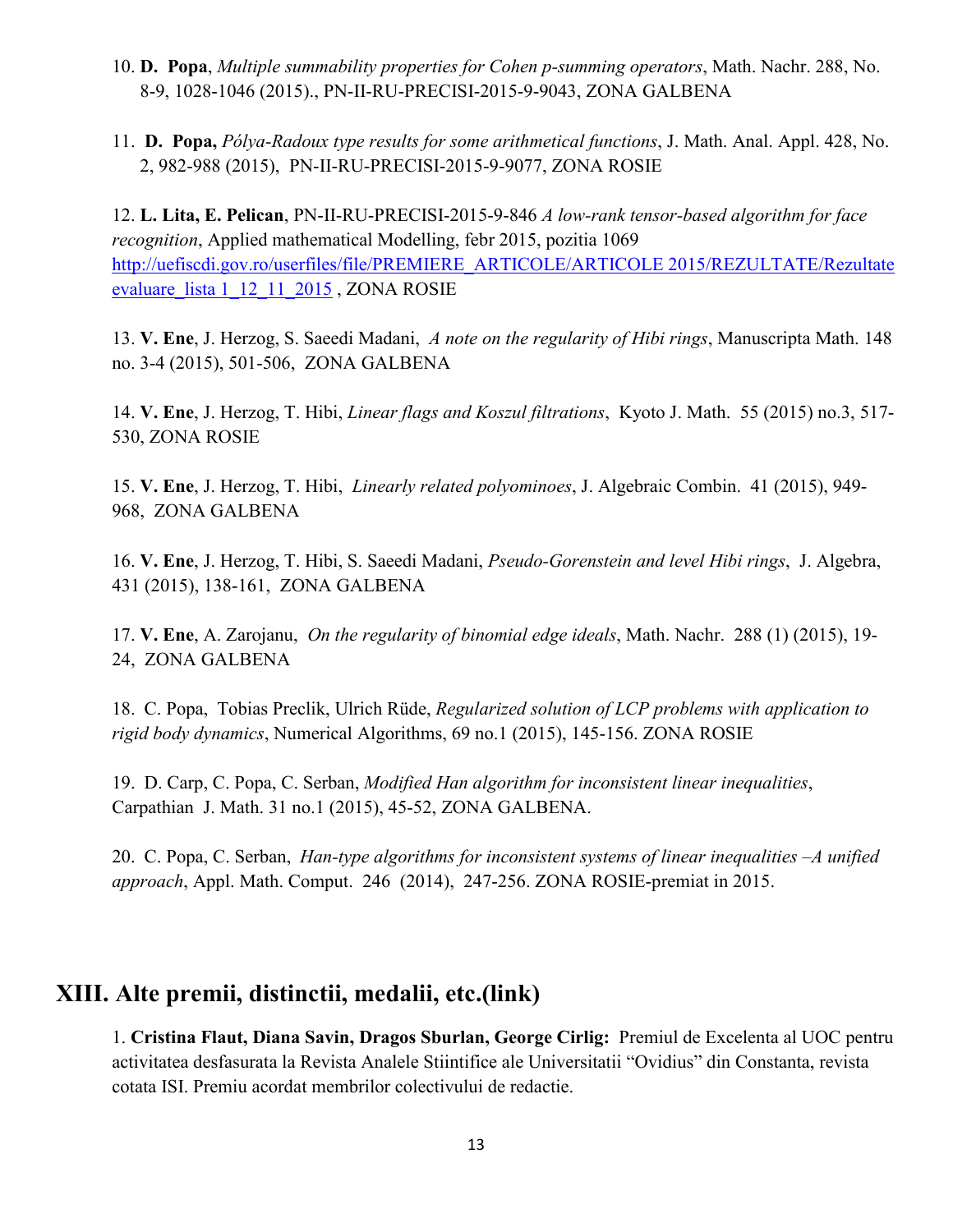10. **D. Popa**, *Multiple summability properties for Cohen p-summing operators*, Math. Nachr. 288, No. 8-9, 1028-1046 (2015)., PN-II-RU-PRECISI-2015-9-9043, ZONA GALBENA

11. **D. Popa,** *Pólya-Radoux type results for some arithmetical functions*, J. Math. Anal. Appl. 428, No. 2, 982-988 (2015), PN-II-RU-PRECISI-2015-9-9077, ZONA ROSIE

12. **L. Lita, E. Pelican**, PN-II-RU-PRECISI-2015-9-846 *A low-rank tensor-based algorithm for face recognition*, Applied mathematical Modelling, febr 2015, pozitia 1069 [http://uefiscdi.gov.ro/userfiles/file/PREMIERE_ARTICOLE/ARTICOLE 2015/REZULTATE/Rezultate evaluare_lista 1_12_11_2015](http://uefiscdi.gov.ro/userfiles/file/PREMIERE_ARTICOLE/ARTICOLE 2015/REZULTATE/Rezultate evaluare_lista 1_12_11_2015) , ZONA ROSIE

13. **V. Ene**, J. Herzog, S. Saeedi Madani, *A note on the regularity of Hibi rings*, Manuscripta Math. 148 no. 3-4 (2015), 501-506, ZONA GALBENA

14. **V. Ene**, J. Herzog, T. Hibi, *Linear flags and Koszul filtrations*, Kyoto J. Math. 55 (2015) no.3, 517-530, ZONA ROSIE

15. **V. Ene**, J. Herzog, T. Hibi, *Linearly related polyominoes*, J. Algebraic Combin. 41 (2015), 949-968, ZONA GALBENA

16. **V. Ene**, J. Herzog, T. Hibi, S. Saeedi Madani, *Pseudo-Gorenstein and level Hibi rings*, J. Algebra, 431 (2015), 138-161, ZONA GALBENA

17. **V. Ene**, A. Zarojanu, *On the regularity of binomial edge ideals*, Math. Nachr. 288 (1) (2015), 19-24, ZONA GALBENA

18. C. Popa, Tobias Preclik, Ulrich Rüde, *Regularized solution of LCP problems with application to rigid body dynamics*, Numerical Algorithms, 69 no.1 (2015), 145-156. ZONA ROSIE

19. D. Carp, C. Popa, C. Serban, *Modified Han algorithm for inconsistent linear inequalities*, Carpathian J. Math. 31 no.1 (2015), 45-52, ZONA GALBENA.

20. C. Popa, C. Serban, *Han-type algorithms for inconsistent systems of linear inequalities –A unified approach*, Appl. Math. Comput. 246 (2014), 247-256. ZONA ROSIE-premiat in 2015.

# XIII. Alte premii, distinctii, medalii, etc.(link)

1. **Cristina Flaut, Diana Savin, Dragos Sburlan, George Cirlig:** Premiul de Excelenta al UOC pentru activitatea desfasurata la Revista Analele Stiintifice ale Universitatii "Ovidius" din Constanta, revista cotata ISI. Premiu acordat membrilor colectivului de redactie.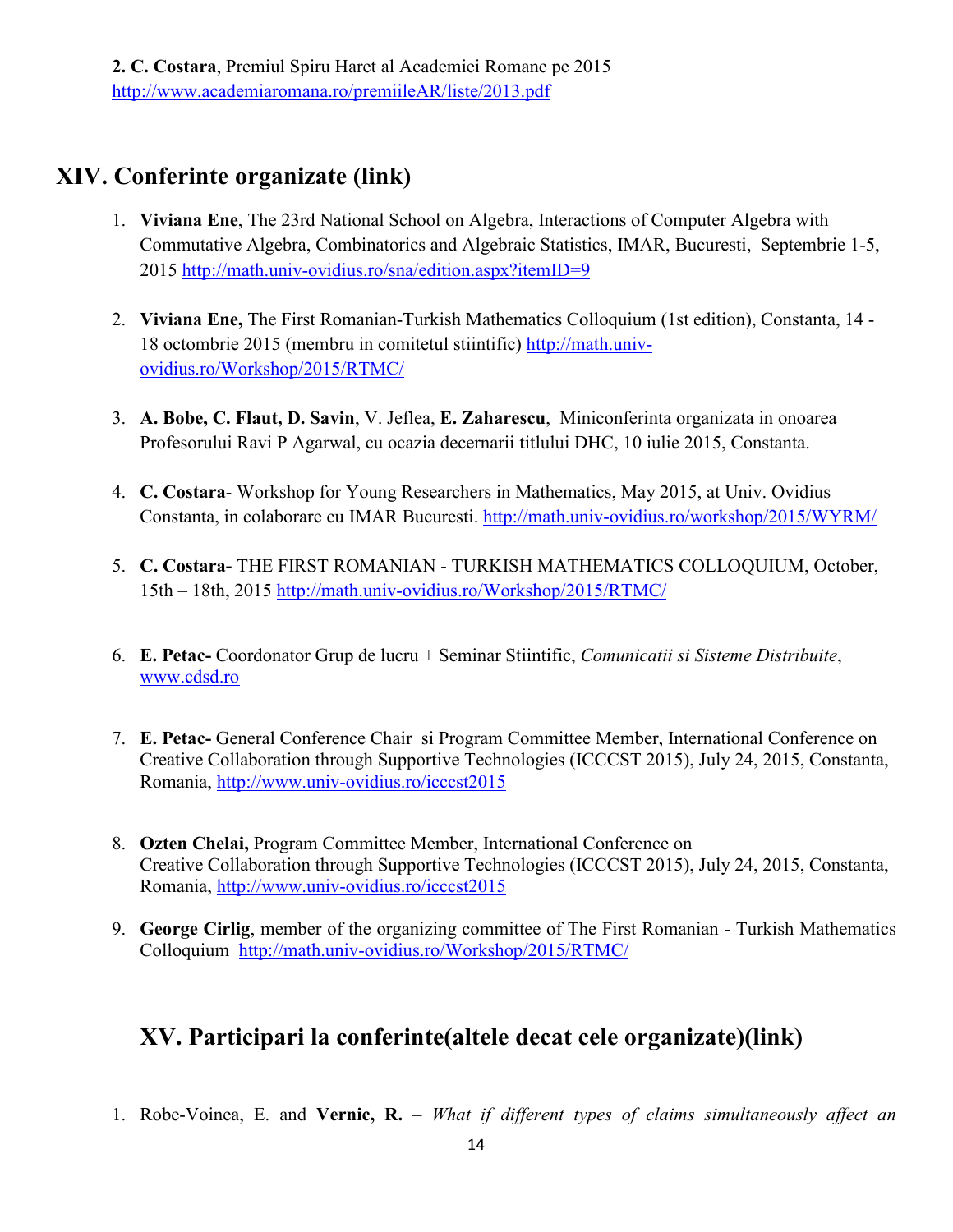**2. C. Costara**, Premiul Spiru Haret al Academiei Romane pe 2015
http://www.academiaromana.ro/premiileAR/liste/2013.pdf

## XIV. Conferinte organizate (link)

1. **Viviana Ene**, The 23rd National School on Algebra, Interactions of Computer Algebra with Commutative Algebra, Combinatorics and Algebraic Statistics, IMAR, Bucuresti, Septembrie 1-5, 2015 http://math.univ-ovidius.ro/sna/edition.aspx?itemID=9

2. **Viviana Ene,** The First Romanian-Turkish Mathematics Colloquium (1st edition), Constanta, 14 - 18 octombrie 2015 (membru in comitetul stiintific) http://math.univ-ovidius.ro/Workshop/2015/RTMC/

3. **A. Bobe, C. Flaut, D. Savin**, V. Jeflea, **E. Zaharescu**, Miniconferinta organizata in onoarea Profesorului Ravi P Agarwal, cu ocazia decernarii titlului DHC, 10 iulie 2015, Constanta.

4. **C. Costara**- Workshop for Young Researchers in Mathematics, May 2015, at Univ. Ovidius Constanta, in colaborare cu IMAR Bucuresti. http://math.univ-ovidius.ro/workshop/2015/WYRM/

5. **C. Costara-** THE FIRST ROMANIAN - TURKISH MATHEMATICS COLLOQUIUM, October, 15th – 18th, 2015 http://math.univ-ovidius.ro/Workshop/2015/RTMC/

6. **E. Petac-** Coordonator Grup de lucru + Seminar Stiintific, *Comunicatii si Sisteme Distribuite*, www.cdsd.ro

7. **E. Petac-** General Conference Chair si Program Committee Member, International Conference on Creative Collaboration through Supportive Technologies (ICCCST 2015), July 24, 2015, Constanta, Romania, http://www.univ-ovidius.ro/icccst2015

8. **Ozten Chelai,** Program Committee Member, International Conference on Creative Collaboration through Supportive Technologies (ICCCST 2015), July 24, 2015, Constanta, Romania, http://www.univ-ovidius.ro/icccst2015

9. **George Cirlig**, member of the organizing committee of The First Romanian - Turkish Mathematics Colloquium http://math.univ-ovidius.ro/Workshop/2015/RTMC/

## XV. Participari la conferinte(altele decat cele organizate)(link)

1. Robe-Voinea, E. and **Vernic, R.** – *What if different types of claims simultaneously affect an*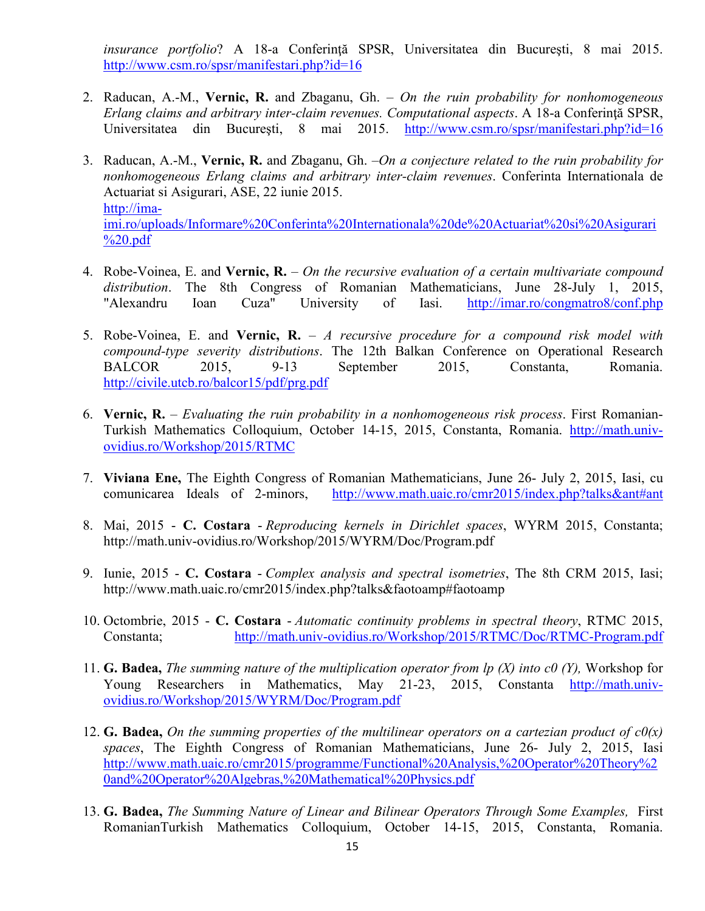*insurance portfolio*? A 18-a Conferinţă SPSR, Universitatea din Bucureşti, 8 mai 2015. http://www.csm.ro/spsr/manifestari.php?id=16

2. Raducan, A.-M., **Vernic, R.** and Zbaganu, Gh. – *On the ruin probability for nonhomogeneous Erlang claims and arbitrary inter-claim revenues. Computational aspects*. A 18-a Conferinţă SPSR, Universitatea din Bucureşti, 8 mai 2015. http://www.csm.ro/spsr/manifestari.php?id=16

3. Raducan, A.-M., **Vernic, R.** and Zbaganu, Gh. –*On a conjecture related to the ruin probability for nonhomogeneous Erlang claims and arbitrary inter-claim revenues*. Conferinta Internationala de Actuariat si Asigurari, ASE, 22 iunie 2015. http://ima-imi.ro/uploads/Informare%20Conferinta%20Internationala%20de%20Actuariat%20si%20Asigurari%20.pdf

4. Robe-Voinea, E. and **Vernic, R.** – *On the recursive evaluation of a certain multivariate compound distribution*. The 8th Congress of Romanian Mathematicians, June 28-July 1, 2015, "Alexandru Ioan Cuza" University of Iasi. http://imar.ro/congmatro8/conf.php

5. Robe-Voinea, E. and **Vernic, R.** – *A recursive procedure for a compound risk model with compound-type severity distributions*. The 12th Balkan Conference on Operational Research BALCOR 2015, 9-13 September 2015, Constanta, Romania. http://civile.utcb.ro/balcor15/pdf/prg.pdf

6. **Vernic, R.** – *Evaluating the ruin probability in a nonhomogeneous risk process*. First Romanian-Turkish Mathematics Colloquium, October 14-15, 2015, Constanta, Romania. http://math.univ-ovidius.ro/Workshop/2015/RTMC

7. **Viviana Ene,** The Eighth Congress of Romanian Mathematicians, June 26- July 2, 2015, Iasi, cu comunicarea Ideals of 2-minors, http://www.math.uaic.ro/cmr2015/index.php?talks&ant#ant

8. Mai, 2015 - **C. Costara** - *Reproducing kernels in Dirichlet spaces*, WYRM 2015, Constanta; http://math.univ-ovidius.ro/Workshop/2015/WYRM/Doc/Program.pdf

9. Iunie, 2015 - **C. Costara** - *Complex analysis and spectral isometries*, The 8th CRM 2015, Iasi; http://www.math.uaic.ro/cmr2015/index.php?talks&faotoamp#faotoamp

10. Octombrie, 2015 - **C. Costara** - *Automatic continuity problems in spectral theory*, RTMC 2015, Constanta; http://math.univ-ovidius.ro/Workshop/2015/RTMC/Doc/RTMC-Program.pdf

11. **G. Badea,** *The summing nature of the multiplication operator from lp (X) into c0 (Y),* Workshop for Young Researchers in Mathematics, May 21-23, 2015, Constanta http://math.univ-ovidius.ro/Workshop/2015/WYRM/Doc/Program.pdf

12. **G. Badea,** *On the summing properties of the multilinear operators on a cartezian product of c0(x) spaces*, The Eighth Congress of Romanian Mathematicians, June 26- July 2, 2015, Iasi http://www.math.uaic.ro/cmr2015/programme/Functional%20Analysis,%20Operator%20Theory%20and%20Operator%20Algebras,%20Mathematical%20Physics.pdf

13. **G. Badea,** *The Summing Nature of Linear and Bilinear Operators Through Some Examples,* First RomanianTurkish Mathematics Colloquium, October 14-15, 2015, Constanta, Romania.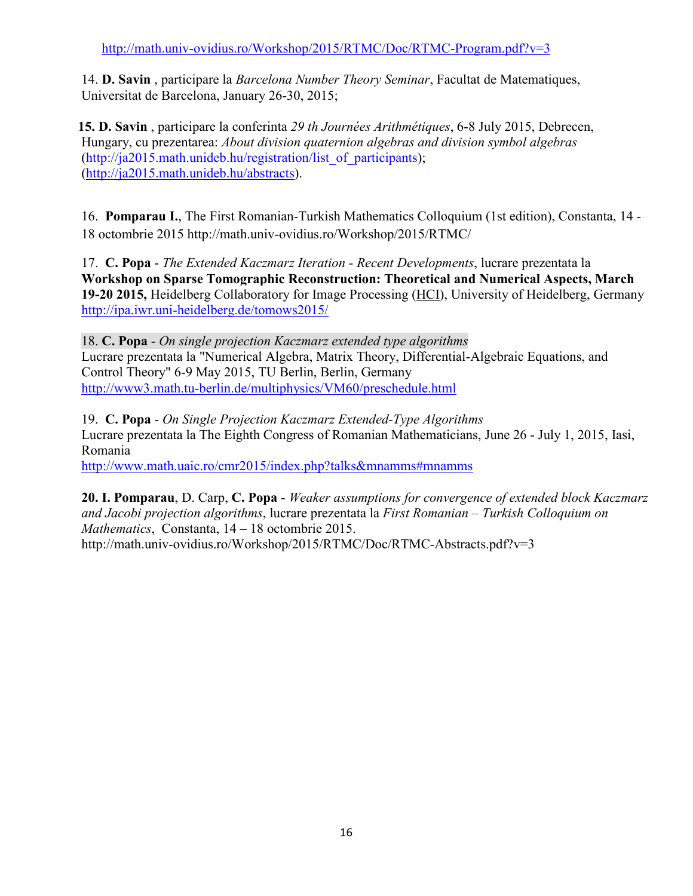http://math.univ-ovidius.ro/Workshop/2015/RTMC/Doc/RTMC-Program.pdf?v=3

14. **D. Savin** , participare la *Barcelona Number Theory Seminar*, Facultat de Matematiques, Universitat de Barcelona, January 26-30, 2015;

**15. D. Savin** , participare la conferinta *29 th Journées Arithmétiques*, 6-8 July 2015, Debrecen, Hungary, cu prezentarea: *About division quaternion algebras and division symbol algebras* (http://ja2015.math.unideb.hu/registration/list_of_participants); (http://ja2015.math.unideb.hu/abstracts).

16. **Pomparau I.**, The First Romanian-Turkish Mathematics Colloquium (1st edition), Constanta, 14 - 18 octombrie 2015 http://math.univ-ovidius.ro/Workshop/2015/RTMC/

17. **C. Popa** - *The Extended Kaczmarz Iteration - Recent Developments*, lucrare prezentata la **Workshop on Sparse Tomographic Reconstruction: Theoretical and Numerical Aspects, March 19-20 2015,** Heidelberg Collaboratory for Image Processing (HCI), University of Heidelberg, Germany http://ipa.iwr.uni-heidelberg.de/tomows2015/

18. **C. Popa** - *On single projection Kaczmarz extended type algorithms*
Lucrare prezentata la "Numerical Algebra, Matrix Theory, Differential-Algebraic Equations, and Control Theory" 6-9 May 2015, TU Berlin, Berlin, Germany
http://www3.math.tu-berlin.de/multiphysics/VM60/preschedule.html

19. **C. Popa** - *On Single Projection Kaczmarz Extended-Type Algorithms*
Lucrare prezentata la The Eighth Congress of Romanian Mathematicians, June 26 - July 1, 2015, Iasi, Romania
http://www.math.uaic.ro/cmr2015/index.php?talks&mnamms#mnamms

**20. I. Pomparau**, D. Carp, **C. Popa** - *Weaker assumptions for convergence of extended block Kaczmarz and Jacobi projection algorithms*, lucrare prezentata la *First Romanian – Turkish Colloquium on Mathematics*, Constanta, 14 – 18 octombrie 2015.
http://math.univ-ovidius.ro/Workshop/2015/RTMC/Doc/RTMC-Abstracts.pdf?v=3